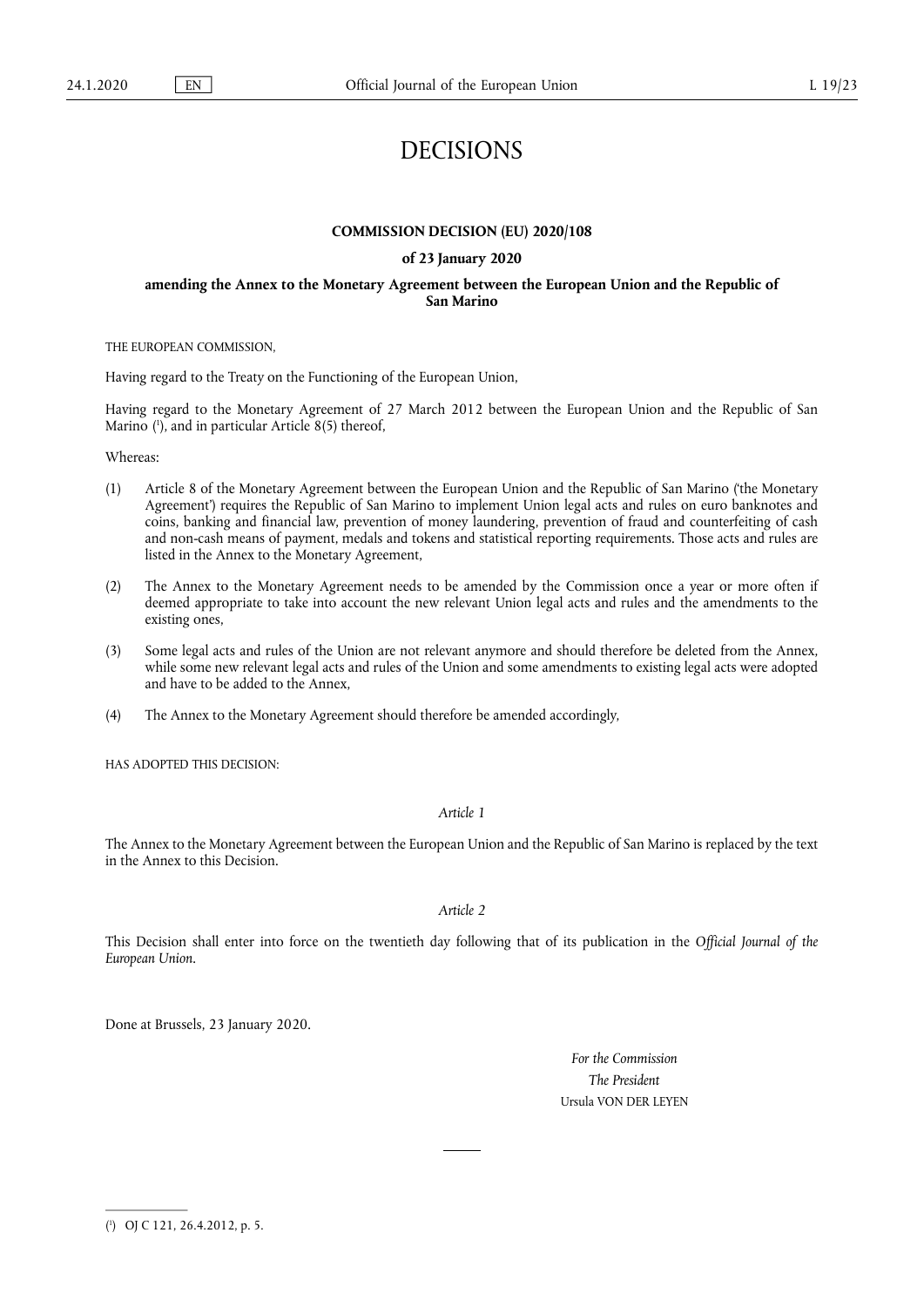# DECISIONS

**COMMISSION DECISION (EU) 2020/108**

**of 23 January 2020**

**amending the Annex to the Monetary Agreement between the European Union and the Republic of San Marino**

THE EUROPEAN COMMISSION,

Having regard to the Treaty on the Functioning of the European Union,

Having regard to the Monetary Agreement of 27 March 2012 between the European Union and the Republic of San Marino ([1]), and in particular Article 8(5) thereof,

Whereas:

(1) Article 8 of the Monetary Agreement between the European Union and the Republic of San Marino ('the Monetary Agreement') requires the Republic of San Marino to implement Union legal acts and rules on euro banknotes and coins, banking and financial law, prevention of money laundering, prevention of fraud and counterfeiting of cash and non-cash means of payment, medals and tokens and statistical reporting requirements. Those acts and rules are listed in the Annex to the Monetary Agreement,

(2) The Annex to the Monetary Agreement needs to be amended by the Commission once a year or more often if deemed appropriate to take into account the new relevant Union legal acts and rules and the amendments to the existing ones,

(3) Some legal acts and rules of the Union are not relevant anymore and should therefore be deleted from the Annex, while some new relevant legal acts and rules of the Union and some amendments to existing legal acts were adopted and have to be added to the Annex,

(4) The Annex to the Monetary Agreement should therefore be amended accordingly,

HAS ADOPTED THIS DECISION:

*Article 1*

The Annex to the Monetary Agreement between the European Union and the Republic of San Marino is replaced by the text in the Annex to this Decision.

*Article 2*

This Decision shall enter into force on the twentieth day following that of its publication in the *Official Journal of the European Union*.

Done at Brussels, 23 January 2020.

*For the Commission*

*The President*

Ursula VON DER LEYEN

---

([1]) OJ C 121, 26.4.2012, p. 5.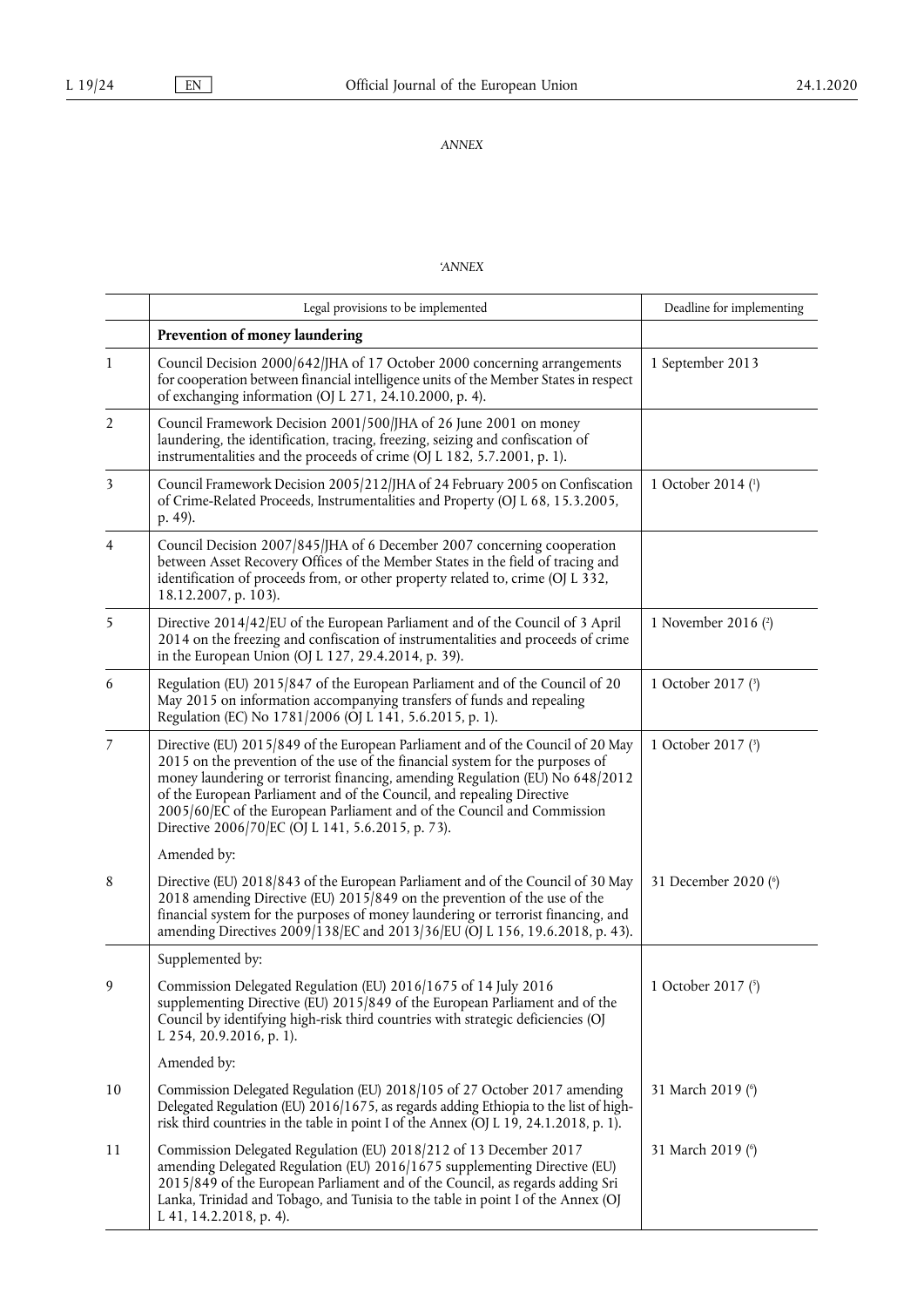*ANNEX*

*'ANNEX*

| | Legal provisions to be implemented | Deadline for implementing |
|---|---|---|
| | **Prevention of money laundering** | |
| 1 | Council Decision 2000/642/JHA of 17 October 2000 concerning arrangements for cooperation between financial intelligence units of the Member States in respect of exchanging information (OJ L 271, 24.10.2000, p. 4). | 1 September 2013 |
| 2 | Council Framework Decision 2001/500/JHA of 26 June 2001 on money laundering, the identification, tracing, freezing, seizing and confiscation of instrumentalities and the proceeds of crime (OJ L 182, 5.7.2001, p. 1). | |
| 3 | Council Framework Decision 2005/212/JHA of 24 February 2005 on Confiscation of Crime-Related Proceeds, Instrumentalities and Property (OJ L 68, 15.3.2005, p. 49). | 1 October 2014 ([1]) |
| 4 | Council Decision 2007/845/JHA of 6 December 2007 concerning cooperation between Asset Recovery Offices of the Member States in the field of tracing and identification of proceeds from, or other property related to, crime (OJ L 332, 18.12.2007, p. 103). | |
| 5 | Directive 2014/42/EU of the European Parliament and of the Council of 3 April 2014 on the freezing and confiscation of instrumentalities and proceeds of crime in the European Union (OJ L 127, 29.4.2014, p. 39). | 1 November 2016 ([2]) |
| 6 | Regulation (EU) 2015/847 of the European Parliament and of the Council of 20 May 2015 on information accompanying transfers of funds and repealing Regulation (EC) No 1781/2006 (OJ L 141, 5.6.2015, p. 1). | 1 October 2017 ([3]) |
| 7 | Directive (EU) 2015/849 of the European Parliament and of the Council of 20 May 2015 on the prevention of the use of the financial system for the purposes of money laundering or terrorist financing, amending Regulation (EU) No 648/2012 of the European Parliament and of the Council, and repealing Directive 2005/60/EC of the European Parliament and of the Council and Commission Directive 2006/70/EC (OJ L 141, 5.6.2015, p. 73). | 1 October 2017 ([3]) |
| | Amended by: | |
| 8 | Directive (EU) 2018/843 of the European Parliament and of the Council of 30 May 2018 amending Directive (EU) 2015/849 on the prevention of the use of the financial system for the purposes of money laundering or terrorist financing, and amending Directives 2009/138/EC and 2013/36/EU (OJ L 156, 19.6.2018, p. 43). | 31 December 2020 ([6]) |
| | Supplemented by: | |
| 9 | Commission Delegated Regulation (EU) 2016/1675 of 14 July 2016 supplementing Directive (EU) 2015/849 of the European Parliament and of the Council by identifying high-risk third countries with strategic deficiencies (OJ L 254, 20.9.2016, p. 1). | 1 October 2017 ([5]) |
| | Amended by: | |
| 10 | Commission Delegated Regulation (EU) 2018/105 of 27 October 2017 amending Delegated Regulation (EU) 2016/1675, as regards adding Ethiopia to the list of high-risk third countries in the table in point I of the Annex (OJ L 19, 24.1.2018, p. 1). | 31 March 2019 ([6]) |
| 11 | Commission Delegated Regulation (EU) 2018/212 of 13 December 2017 amending Delegated Regulation (EU) 2016/1675 supplementing Directive (EU) 2015/849 of the European Parliament and of the Council, as regards adding Sri Lanka, Trinidad and Tobago, and Tunisia to the table in point I of the Annex (OJ L 41, 14.2.2018, p. 4). | 31 March 2019 ([6]) |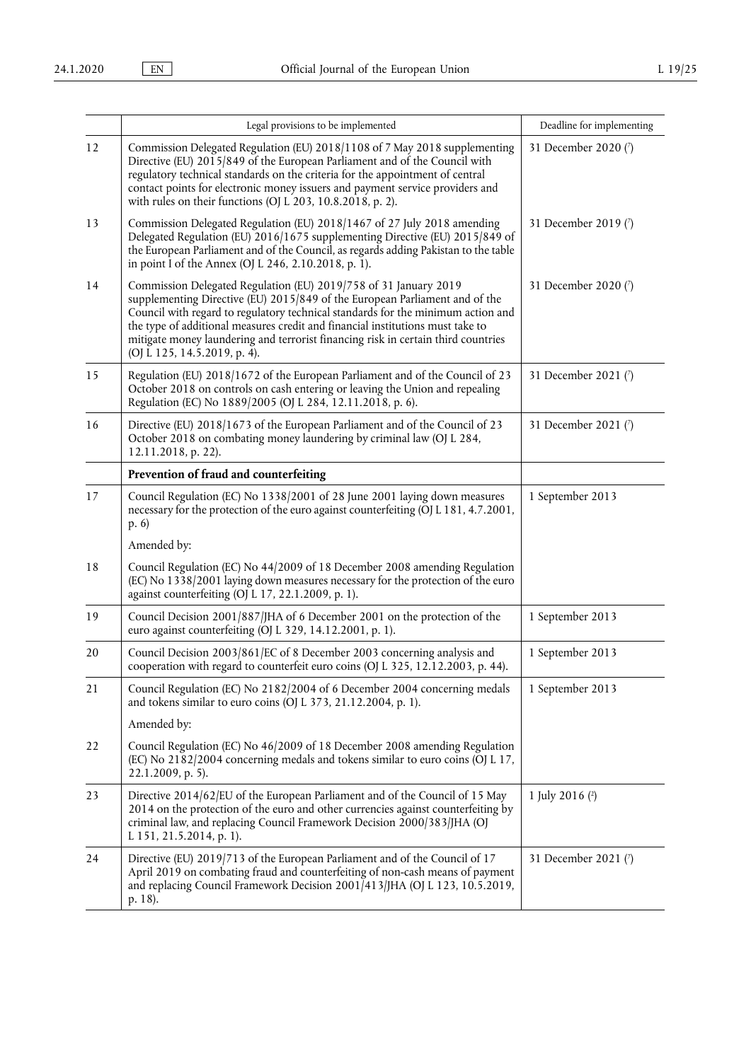| | Legal provisions to be implemented | Deadline for implementing |
|---|---|---|
| 12 | Commission Delegated Regulation (EU) 2018/1108 of 7 May 2018 supplementing Directive (EU) 2015/849 of the European Parliament and of the Council with regulatory technical standards on the criteria for the appointment of central contact points for electronic money issuers and payment service providers and with rules on their functions (OJ L 203, 10.8.2018, p. 2). | 31 December 2020 (7) |
| 13 | Commission Delegated Regulation (EU) 2018/1467 of 27 July 2018 amending Delegated Regulation (EU) 2016/1675 supplementing Directive (EU) 2015/849 of the European Parliament and of the Council, as regards adding Pakistan to the table in point I of the Annex (OJ L 246, 2.10.2018, p. 1). | 31 December 2019 (7) |
| 14 | Commission Delegated Regulation (EU) 2019/758 of 31 January 2019 supplementing Directive (EU) 2015/849 of the European Parliament and of the Council with regard to regulatory technical standards for the minimum action and the type of additional measures credit and financial institutions must take to mitigate money laundering and terrorist financing risk in certain third countries (OJ L 125, 14.5.2019, p. 4). | 31 December 2020 (7) |
| 15 | Regulation (EU) 2018/1672 of the European Parliament and of the Council of 23 October 2018 on controls on cash entering or leaving the Union and repealing Regulation (EC) No 1889/2005 (OJ L 284, 12.11.2018, p. 6). | 31 December 2021 (7) |
| 16 | Directive (EU) 2018/1673 of the European Parliament and of the Council of 23 October 2018 on combating money laundering by criminal law (OJ L 284, 12.11.2018, p. 22). | 31 December 2021 (7) |
| | **Prevention of fraud and counterfeiting** | |
| 17 | Council Regulation (EC) No 1338/2001 of 28 June 2001 laying down measures necessary for the protection of the euro against counterfeiting (OJ L 181, 4.7.2001, p. 6)<br>Amended by: | 1 September 2013 |
| 18 | Council Regulation (EC) No 44/2009 of 18 December 2008 amending Regulation (EC) No 1338/2001 laying down measures necessary for the protection of the euro against counterfeiting (OJ L 17, 22.1.2009, p. 1). | |
| 19 | Council Decision 2001/887/JHA of 6 December 2001 on the protection of the euro against counterfeiting (OJ L 329, 14.12.2001, p. 1). | 1 September 2013 |
| 20 | Council Decision 2003/861/EC of 8 December 2003 concerning analysis and cooperation with regard to counterfeit euro coins (OJ L 325, 12.12.2003, p. 44). | 1 September 2013 |
| 21 | Council Regulation (EC) No 2182/2004 of 6 December 2004 concerning medals and tokens similar to euro coins (OJ L 373, 21.12.2004, p. 1).<br>Amended by: | 1 September 2013 |
| 22 | Council Regulation (EC) No 46/2009 of 18 December 2008 amending Regulation (EC) No 2182/2004 concerning medals and tokens similar to euro coins (OJ L 17, 22.1.2009, p. 5). | |
| 23 | Directive 2014/62/EU of the European Parliament and of the Council of 15 May 2014 on the protection of the euro and other currencies against counterfeiting by criminal law, and replacing Council Framework Decision 2000/383/JHA (OJ L 151, 21.5.2014, p. 1). | 1 July 2016 (2) |
| 24 | Directive (EU) 2019/713 of the European Parliament and of the Council of 17 April 2019 on combating fraud and counterfeiting of non-cash means of payment and replacing Council Framework Decision 2001/413/JHA (OJ L 123, 10.5.2019, p. 18). | 31 December 2021 (7) |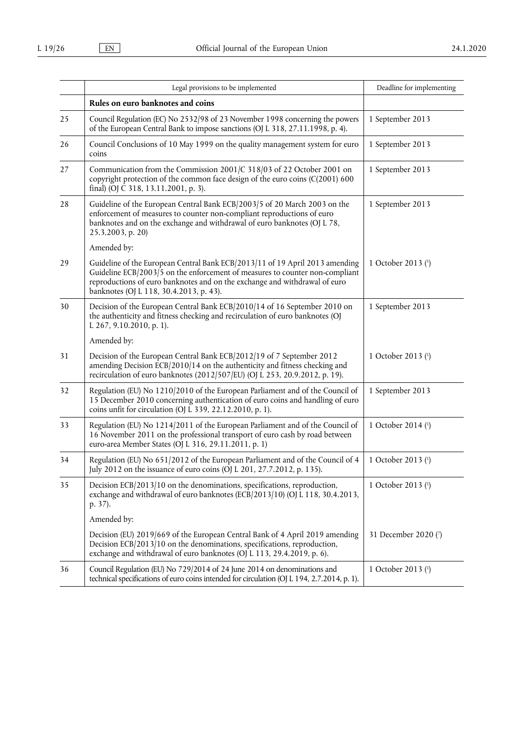|  | Legal provisions to be implemented | Deadline for implementing |
|---|---|---|
|  | **Rules on euro banknotes and coins** |  |
| 25 | Council Regulation (EC) No 2532/98 of 23 November 1998 concerning the powers of the European Central Bank to impose sanctions (OJ L 318, 27.11.1998, p. 4). | 1 September 2013 |
| 26 | Council Conclusions of 10 May 1999 on the quality management system for euro coins | 1 September 2013 |
| 27 | Communication from the Commission 2001/C 318/03 of 22 October 2001 on copyright protection of the common face design of the euro coins (C(2001) 600 final) (OJ C 318, 13.11.2001, p. 3). | 1 September 2013 |
| 28 | Guideline of the European Central Bank ECB/2003/5 of 20 March 2003 on the enforcement of measures to counter non-compliant reproductions of euro banknotes and on the exchange and withdrawal of euro banknotes (OJ L 78, 25.3.2003, p. 20) | 1 September 2013 |
|  | Amended by: |  |
| 29 | Guideline of the European Central Bank ECB/2013/11 of 19 April 2013 amending Guideline ECB/2003/5 on the enforcement of measures to counter non-compliant reproductions of euro banknotes and on the exchange and withdrawal of euro banknotes (OJ L 118, 30.4.2013, p. 43). | 1 October 2013 (1) |
| 30 | Decision of the European Central Bank ECB/2010/14 of 16 September 2010 on the authenticity and fitness checking and recirculation of euro banknotes (OJ L 267, 9.10.2010, p. 1). | 1 September 2013 |
|  | Amended by: |  |
| 31 | Decision of the European Central Bank ECB/2012/19 of 7 September 2012 amending Decision ECB/2010/14 on the authenticity and fitness checking and recirculation of euro banknotes (2012/507/EU) (OJ L 253, 20.9.2012, p. 19). | 1 October 2013 (1) |
| 32 | Regulation (EU) No 1210/2010 of the European Parliament and of the Council of 15 December 2010 concerning authentication of euro coins and handling of euro coins unfit for circulation (OJ L 339, 22.12.2010, p. 1). | 1 September 2013 |
| 33 | Regulation (EU) No 1214/2011 of the European Parliament and of the Council of 16 November 2011 on the professional transport of euro cash by road between euro-area Member States (OJ L 316, 29.11.2011, p. 1) | 1 October 2014 (1) |
| 34 | Regulation (EU) No 651/2012 of the European Parliament and of the Council of 4 July 2012 on the issuance of euro coins (OJ L 201, 27.7.2012, p. 135). | 1 October 2013 (1) |
| 35 | Decision ECB/2013/10 on the denominations, specifications, reproduction, exchange and withdrawal of euro banknotes (ECB/2013/10) (OJ L 118, 30.4.2013, p. 37). | 1 October 2013 (1) |
|  | Amended by: |  |
|  | Decision (EU) 2019/669 of the European Central Bank of 4 April 2019 amending Decision ECB/2013/10 on the denominations, specifications, reproduction, exchange and withdrawal of euro banknotes (OJ L 113, 29.4.2019, p. 6). | 31 December 2020 (7) |
| 36 | Council Regulation (EU) No 729/2014 of 24 June 2014 on denominations and technical specifications of euro coins intended for circulation (OJ L 194, 2.7.2014, p. 1). | 1 October 2013 (1) |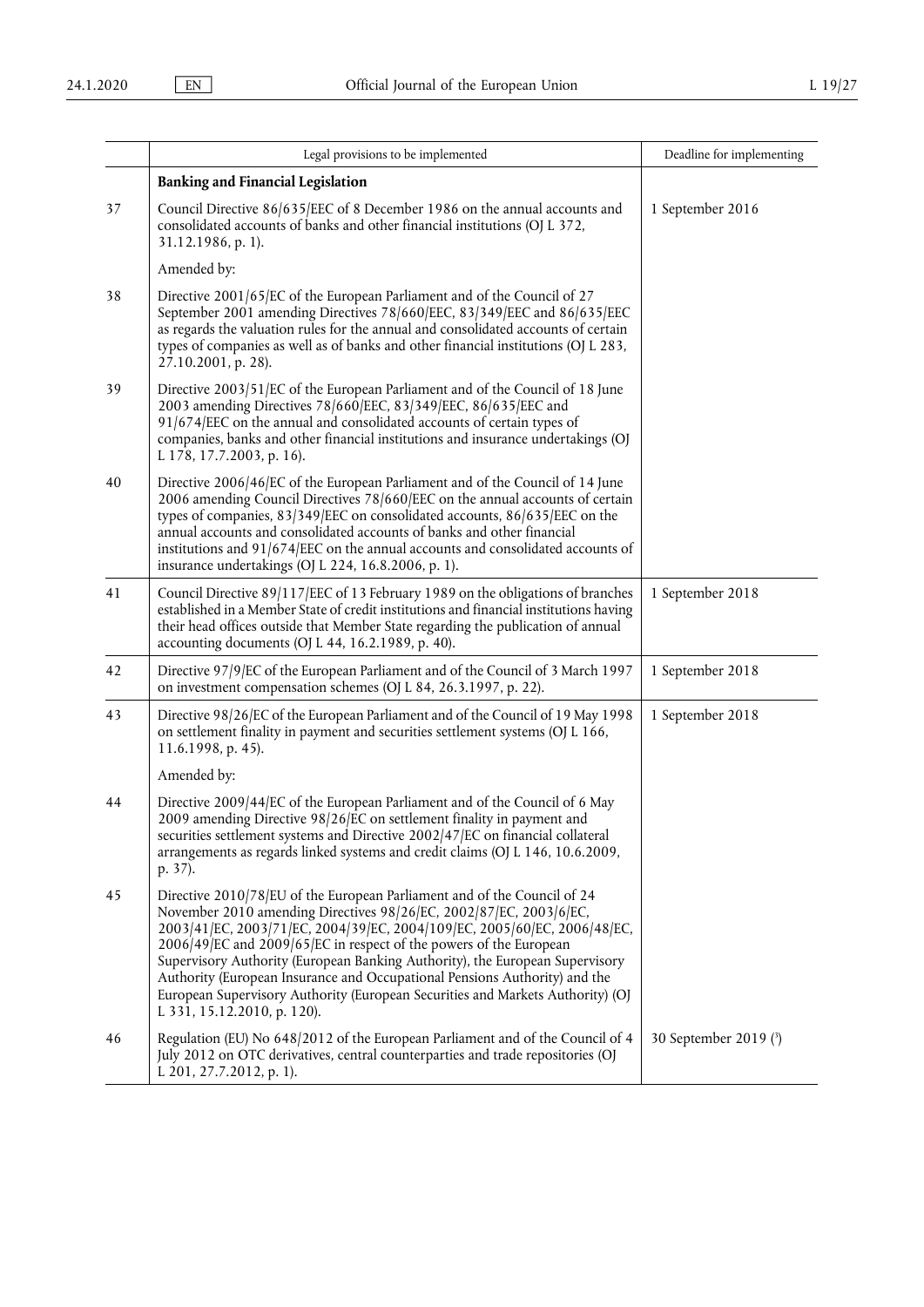| | Legal provisions to be implemented | Deadline for implementing |
|---|---|---|
| | **Banking and Financial Legislation** | |
| 37 | Council Directive 86/635/EEC of 8 December 1986 on the annual accounts and consolidated accounts of banks and other financial institutions (OJ L 372, 31.12.1986, p. 1). | 1 September 2016 |
| | Amended by: | |
| 38 | Directive 2001/65/EC of the European Parliament and of the Council of 27 September 2001 amending Directives 78/660/EEC, 83/349/EEC and 86/635/EEC as regards the valuation rules for the annual and consolidated accounts of certain types of companies as well as of banks and other financial institutions (OJ L 283, 27.10.2001, p. 28). | |
| 39 | Directive 2003/51/EC of the European Parliament and of the Council of 18 June 2003 amending Directives 78/660/EEC, 83/349/EEC, 86/635/EEC and 91/674/EEC on the annual and consolidated accounts of certain types of companies, banks and other financial institutions and insurance undertakings (OJ L 178, 17.7.2003, p. 16). | |
| 40 | Directive 2006/46/EC of the European Parliament and of the Council of 14 June 2006 amending Council Directives 78/660/EEC on the annual accounts of certain types of companies, 83/349/EEC on consolidated accounts, 86/635/EEC on the annual accounts and consolidated accounts of banks and other financial institutions and 91/674/EEC on the annual accounts and consolidated accounts of insurance undertakings (OJ L 224, 16.8.2006, p. 1). | |
| 41 | Council Directive 89/117/EEC of 13 February 1989 on the obligations of branches established in a Member State of credit institutions and financial institutions having their head offices outside that Member State regarding the publication of annual accounting documents (OJ L 44, 16.2.1989, p. 40). | 1 September 2018 |
| 42 | Directive 97/9/EC of the European Parliament and of the Council of 3 March 1997 on investment compensation schemes (OJ L 84, 26.3.1997, p. 22). | 1 September 2018 |
| 43 | Directive 98/26/EC of the European Parliament and of the Council of 19 May 1998 on settlement finality in payment and securities settlement systems (OJ L 166, 11.6.1998, p. 45). | 1 September 2018 |
| | Amended by: | |
| 44 | Directive 2009/44/EC of the European Parliament and of the Council of 6 May 2009 amending Directive 98/26/EC on settlement finality in payment and securities settlement systems and Directive 2002/47/EC on financial collateral arrangements as regards linked systems and credit claims (OJ L 146, 10.6.2009, p. 37). | |
| 45 | Directive 2010/78/EU of the European Parliament and of the Council of 24 November 2010 amending Directives 98/26/EC, 2002/87/EC, 2003/6/EC, 2003/41/EC, 2003/71/EC, 2004/39/EC, 2004/109/EC, 2005/60/EC, 2006/48/EC, 2006/49/EC and 2009/65/EC in respect of the powers of the European Supervisory Authority (European Banking Authority), the European Supervisory Authority (European Insurance and Occupational Pensions Authority) and the European Supervisory Authority (European Securities and Markets Authority) (OJ L 331, 15.12.2010, p. 120). | |
| 46 | Regulation (EU) No 648/2012 of the European Parliament and of the Council of 4 July 2012 on OTC derivatives, central counterparties and trade repositories (OJ L 201, 27.7.2012, p. 1). | 30 September 2019 (3) |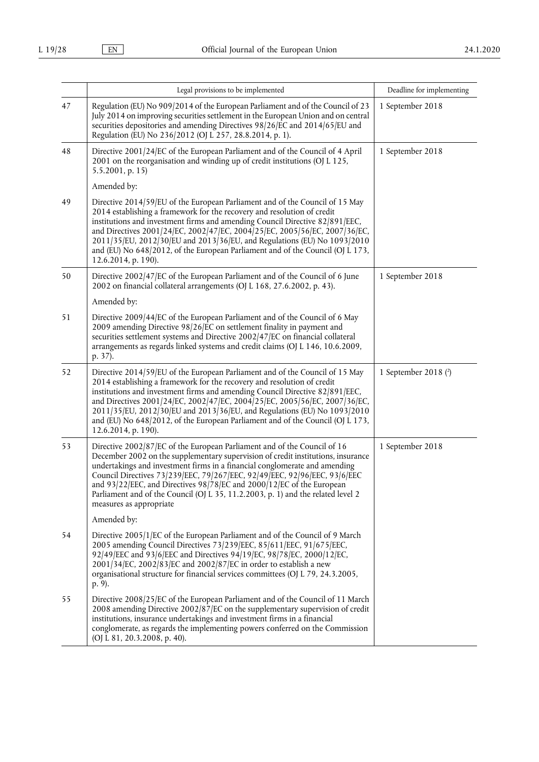| | Legal provisions to be implemented | Deadline for implementing |
|---|---|---|
| 47 | Regulation (EU) No 909/2014 of the European Parliament and of the Council of 23 July 2014 on improving securities settlement in the European Union and on central securities depositories and amending Directives 98/26/EC and 2014/65/EU and Regulation (EU) No 236/2012 (OJ L 257, 28.8.2014, p. 1). | 1 September 2018 |
| 48 | Directive 2001/24/EC of the European Parliament and of the Council of 4 April 2001 on the reorganisation and winding up of credit institutions (OJ L 125, 5.5.2001, p. 15)<br><br>Amended by: | 1 September 2018 |
| 49 | Directive 2014/59/EU of the European Parliament and of the Council of 15 May 2014 establishing a framework for the recovery and resolution of credit institutions and investment firms and amending Council Directive 82/891/EEC, and Directives 2001/24/EC, 2002/47/EC, 2004/25/EC, 2005/56/EC, 2007/36/EC, 2011/35/EU, 2012/30/EU and 2013/36/EU, and Regulations (EU) No 1093/2010 and (EU) No 648/2012, of the European Parliament and of the Council (OJ L 173, 12.6.2014, p. 190). | |
| 50 | Directive 2002/47/EC of the European Parliament and of the Council of 6 June 2002 on financial collateral arrangements (OJ L 168, 27.6.2002, p. 43).<br><br>Amended by: | 1 September 2018 |
| 51 | Directive 2009/44/EC of the European Parliament and of the Council of 6 May 2009 amending Directive 98/26/EC on settlement finality in payment and securities settlement systems and Directive 2002/47/EC on financial collateral arrangements as regards linked systems and credit claims (OJ L 146, 10.6.2009, p. 37). | |
| 52 | Directive 2014/59/EU of the European Parliament and of the Council of 15 May 2014 establishing a framework for the recovery and resolution of credit institutions and investment firms and amending Council Directive 82/891/EEC, and Directives 2001/24/EC, 2002/47/EC, 2004/25/EC, 2005/56/EC, 2007/36/EC, 2011/35/EU, 2012/30/EU and 2013/36/EU, and Regulations (EU) No 1093/2010 and (EU) No 648/2012, of the European Parliament and of the Council (OJ L 173, 12.6.2014, p. 190). | 1 September 2018 (2) |
| 53 | Directive 2002/87/EC of the European Parliament and of the Council of 16 December 2002 on the supplementary supervision of credit institutions, insurance undertakings and investment firms in a financial conglomerate and amending Council Directives 73/239/EEC, 79/267/EEC, 92/49/EEC, 92/96/EEC, 93/6/EEC and 93/22/EEC, and Directives 98/78/EC and 2000/12/EC of the European Parliament and of the Council (OJ L 35, 11.2.2003, p. 1) and the related level 2 measures as appropriate<br><br>Amended by: | 1 September 2018 |
| 54 | Directive 2005/1/EC of the European Parliament and of the Council of 9 March 2005 amending Council Directives 73/239/EEC, 85/611/EEC, 91/675/EEC, 92/49/EEC and 93/6/EEC and Directives 94/19/EC, 98/78/EC, 2000/12/EC, 2001/34/EC, 2002/83/EC and 2002/87/EC in order to establish a new organisational structure for financial services committees (OJ L 79, 24.3.2005, p. 9). | |
| 55 | Directive 2008/25/EC of the European Parliament and of the Council of 11 March 2008 amending Directive 2002/87/EC on the supplementary supervision of credit institutions, insurance undertakings and investment firms in a financial conglomerate, as regards the implementing powers conferred on the Commission (OJ L 81, 20.3.2008, p. 40). | |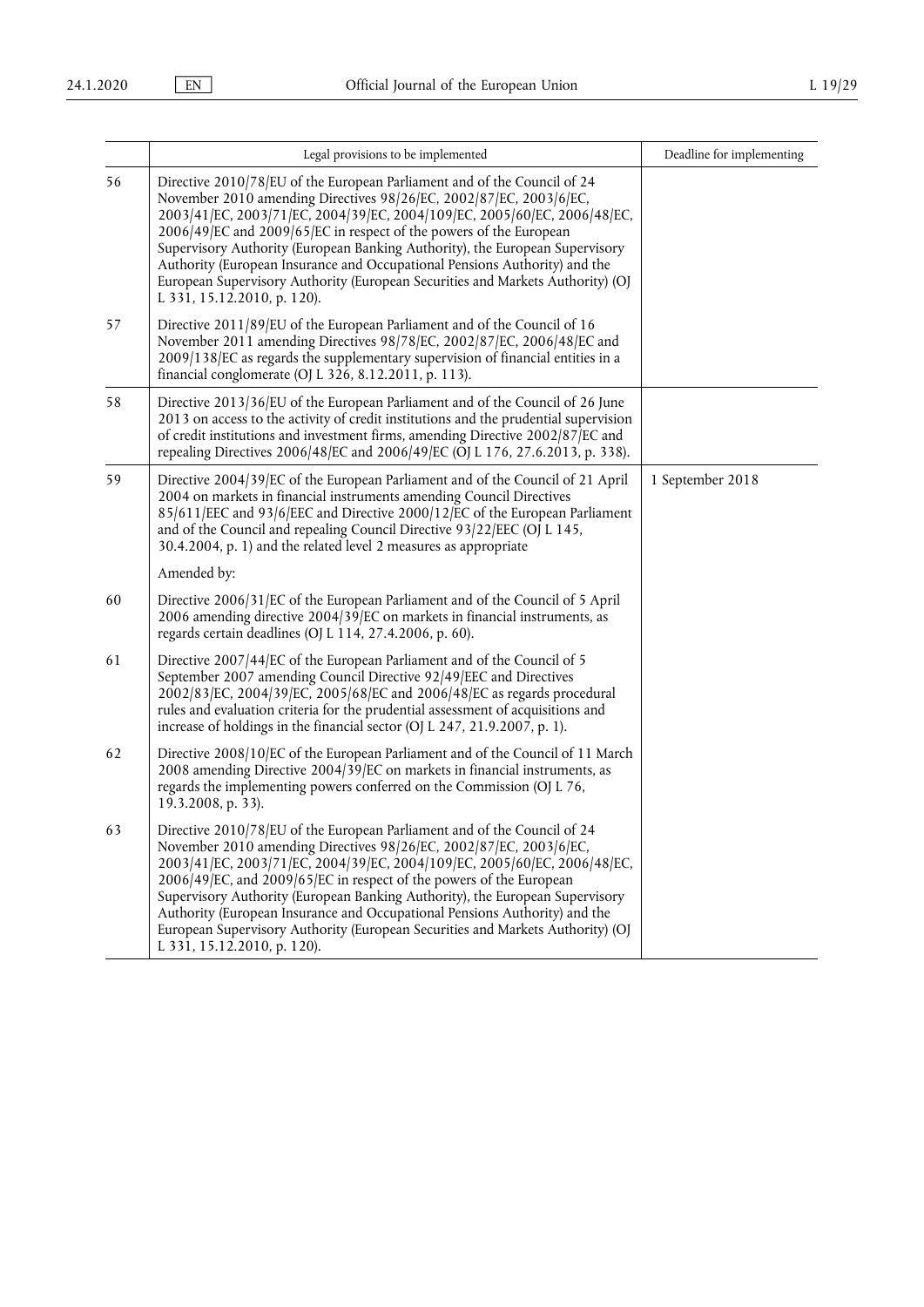| | Legal provisions to be implemented | Deadline for implementing |
|---|---|---|
| 56 | Directive 2010/78/EU of the European Parliament and of the Council of 24 November 2010 amending Directives 98/26/EC, 2002/87/EC, 2003/6/EC, 2003/41/EC, 2003/71/EC, 2004/39/EC, 2004/109/EC, 2005/60/EC, 2006/48/EC, 2006/49/EC and 2009/65/EC in respect of the powers of the European Supervisory Authority (European Banking Authority), the European Supervisory Authority (European Insurance and Occupational Pensions Authority) and the European Supervisory Authority (European Securities and Markets Authority) (OJ L 331, 15.12.2010, p. 120). | |
| 57 | Directive 2011/89/EU of the European Parliament and of the Council of 16 November 2011 amending Directives 98/78/EC, 2002/87/EC, 2006/48/EC and 2009/138/EC as regards the supplementary supervision of financial entities in a financial conglomerate (OJ L 326, 8.12.2011, p. 113). | |
| 58 | Directive 2013/36/EU of the European Parliament and of the Council of 26 June 2013 on access to the activity of credit institutions and the prudential supervision of credit institutions and investment firms, amending Directive 2002/87/EC and repealing Directives 2006/48/EC and 2006/49/EC (OJ L 176, 27.6.2013, p. 338). | |
| 59 | Directive 2004/39/EC of the European Parliament and of the Council of 21 April 2004 on markets in financial instruments amending Council Directives 85/611/EEC and 93/6/EEC and Directive 2000/12/EC of the European Parliament and of the Council and repealing Council Directive 93/22/EEC (OJ L 145, 30.4.2004, p. 1) and the related level 2 measures as appropriate<br><br>Amended by: | 1 September 2018 |
| 60 | Directive 2006/31/EC of the European Parliament and of the Council of 5 April 2006 amending directive 2004/39/EC on markets in financial instruments, as regards certain deadlines (OJ L 114, 27.4.2006, p. 60). | |
| 61 | Directive 2007/44/EC of the European Parliament and of the Council of 5 September 2007 amending Council Directive 92/49/EEC and Directives 2002/83/EC, 2004/39/EC, 2005/68/EC and 2006/48/EC as regards procedural rules and evaluation criteria for the prudential assessment of acquisitions and increase of holdings in the financial sector (OJ L 247, 21.9.2007, p. 1). | |
| 62 | Directive 2008/10/EC of the European Parliament and of the Council of 11 March 2008 amending Directive 2004/39/EC on markets in financial instruments, as regards the implementing powers conferred on the Commission (OJ L 76, 19.3.2008, p. 33). | |
| 63 | Directive 2010/78/EU of the European Parliament and of the Council of 24 November 2010 amending Directives 98/26/EC, 2002/87/EC, 2003/6/EC, 2003/41/EC, 2003/71/EC, 2004/39/EC, 2004/109/EC, 2005/60/EC, 2006/48/EC, 2006/49/EC, and 2009/65/EC in respect of the powers of the European Supervisory Authority (European Banking Authority), the European Supervisory Authority (European Insurance and Occupational Pensions Authority) and the European Supervisory Authority (European Securities and Markets Authority) (OJ L 331, 15.12.2010, p. 120). | |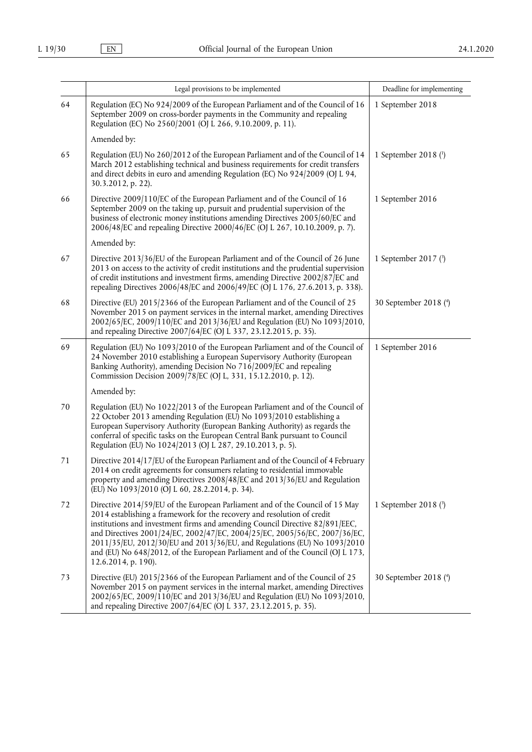| | Legal provisions to be implemented | Deadline for implementing |
|---|---|---|
| 64 | Regulation (EC) No 924/2009 of the European Parliament and of the Council of 16 September 2009 on cross-border payments in the Community and repealing Regulation (EC) No 2560/2001 (OJ L 266, 9.10.2009, p. 11). | 1 September 2018 |
| | Amended by: | |
| 65 | Regulation (EU) No 260/2012 of the European Parliament and of the Council of 14 March 2012 establishing technical and business requirements for credit transfers and direct debits in euro and amending Regulation (EC) No 924/2009 (OJ L 94, 30.3.2012, p. 22). | 1 September 2018 ([1]) |
| 66 | Directive 2009/110/EC of the European Parliament and of the Council of 16 September 2009 on the taking up, pursuit and prudential supervision of the business of electronic money institutions amending Directives 2005/60/EC and 2006/48/EC and repealing Directive 2000/46/EC (OJ L 267, 10.10.2009, p. 7). | 1 September 2016 |
| | Amended by: | |
| 67 | Directive 2013/36/EU of the European Parliament and of the Council of 26 June 2013 on access to the activity of credit institutions and the prudential supervision of credit institutions and investment firms, amending Directive 2002/87/EC and repealing Directives 2006/48/EC and 2006/49/EC (OJ L 176, 27.6.2013, p. 338). | 1 September 2017 ([3]) |
| 68 | Directive (EU) 2015/2366 of the European Parliament and of the Council of 25 November 2015 on payment services in the internal market, amending Directives 2002/65/EC, 2009/110/EC and 2013/36/EU and Regulation (EU) No 1093/2010, and repealing Directive 2007/64/EC (OJ L 337, 23.12.2015, p. 35). | 30 September 2018 ([4]) |
| 69 | Regulation (EU) No 1093/2010 of the European Parliament and of the Council of 24 November 2010 establishing a European Supervisory Authority (European Banking Authority), amending Decision No 716/2009/EC and repealing Commission Decision 2009/78/EC (OJ L, 331, 15.12.2010, p. 12). | 1 September 2016 |
| | Amended by: | |
| 70 | Regulation (EU) No 1022/2013 of the European Parliament and of the Council of 22 October 2013 amending Regulation (EU) No 1093/2010 establishing a European Supervisory Authority (European Banking Authority) as regards the conferral of specific tasks on the European Central Bank pursuant to Council Regulation (EU) No 1024/2013 (OJ L 287, 29.10.2013, p. 5). | |
| 71 | Directive 2014/17/EU of the European Parliament and of the Council of 4 February 2014 on credit agreements for consumers relating to residential immovable property and amending Directives 2008/48/EC and 2013/36/EU and Regulation (EU) No 1093/2010 (OJ L 60, 28.2.2014, p. 34). | |
| 72 | Directive 2014/59/EU of the European Parliament and of the Council of 15 May 2014 establishing a framework for the recovery and resolution of credit institutions and investment firms and amending Council Directive 82/891/EEC, and Directives 2001/24/EC, 2002/47/EC, 2004/25/EC, 2005/56/EC, 2007/36/EC, 2011/35/EU, 2012/30/EU and 2013/36/EU, and Regulations (EU) No 1093/2010 and (EU) No 648/2012, of the European Parliament and of the Council (OJ L 173, 12.6.2014, p. 190). | 1 September 2018 ([3]) |
| 73 | Directive (EU) 2015/2366 of the European Parliament and of the Council of 25 November 2015 on payment services in the internal market, amending Directives 2002/65/EC, 2009/110/EC and 2013/36/EU and Regulation (EU) No 1093/2010, and repealing Directive 2007/64/EC (OJ L 337, 23.12.2015, p. 35). | 30 September 2018 ([4]) |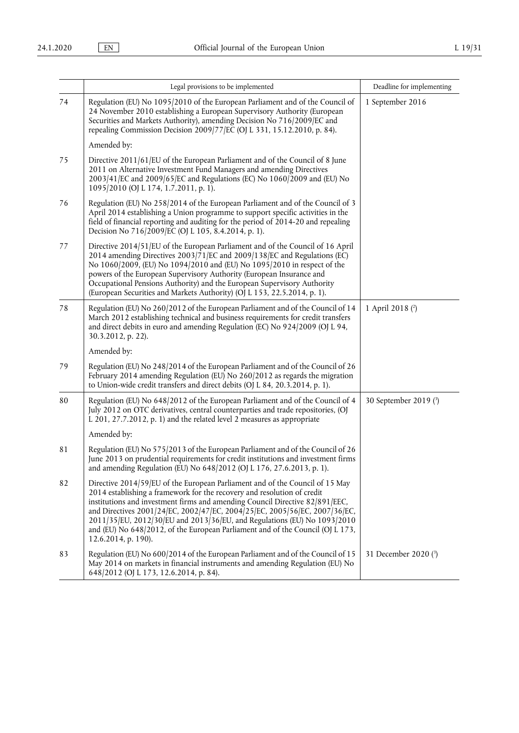| | Legal provisions to be implemented | Deadline for implementing |
|---|---|---|
| 74 | Regulation (EU) No 1095/2010 of the European Parliament and of the Council of 24 November 2010 establishing a European Supervisory Authority (European Securities and Markets Authority), amending Decision No 716/2009/EC and repealing Commission Decision 2009/77/EC (OJ L 331, 15.12.2010, p. 84). | 1 September 2016 |
| | Amended by: | |
| 75 | Directive 2011/61/EU of the European Parliament and of the Council of 8 June 2011 on Alternative Investment Fund Managers and amending Directives 2003/41/EC and 2009/65/EC and Regulations (EC) No 1060/2009 and (EU) No 1095/2010 (OJ L 174, 1.7.2011, p. 1). | |
| 76 | Regulation (EU) No 258/2014 of the European Parliament and of the Council of 3 April 2014 establishing a Union programme to support specific activities in the field of financial reporting and auditing for the period of 2014-20 and repealing Decision No 716/2009/EC (OJ L 105, 8.4.2014, p. 1). | |
| 77 | Directive 2014/51/EU of the European Parliament and of the Council of 16 April 2014 amending Directives 2003/71/EC and 2009/138/EC and Regulations (EC) No 1060/2009, (EU) No 1094/2010 and (EU) No 1095/2010 in respect of the powers of the European Supervisory Authority (European Insurance and Occupational Pensions Authority) and the European Supervisory Authority (European Securities and Markets Authority) (OJ L 153, 22.5.2014, p. 1). | |
| 78 | Regulation (EU) No 260/2012 of the European Parliament and of the Council of 14 March 2012 establishing technical and business requirements for credit transfers and direct debits in euro and amending Regulation (EC) No 924/2009 (OJ L 94, 30.3.2012, p. 22). | 1 April 2018 [2] |
| | Amended by: | |
| 79 | Regulation (EU) No 248/2014 of the European Parliament and of the Council of 26 February 2014 amending Regulation (EU) No 260/2012 as regards the migration to Union-wide credit transfers and direct debits (OJ L 84, 20.3.2014, p. 1). | |
| 80 | Regulation (EU) No 648/2012 of the European Parliament and of the Council of 4 July 2012 on OTC derivatives, central counterparties and trade repositories, (OJ L 201, 27.7.2012, p. 1) and the related level 2 measures as appropriate | 30 September 2019 [3] |
| | Amended by: | |
| 81 | Regulation (EU) No 575/2013 of the European Parliament and of the Council of 26 June 2013 on prudential requirements for credit institutions and investment firms and amending Regulation (EU) No 648/2012 (OJ L 176, 27.6.2013, p. 1). | |
| 82 | Directive 2014/59/EU of the European Parliament and of the Council of 15 May 2014 establishing a framework for the recovery and resolution of credit institutions and investment firms and amending Council Directive 82/891/EEC, and Directives 2001/24/EC, 2002/47/EC, 2004/25/EC, 2005/56/EC, 2007/36/EC, 2011/35/EU, 2012/30/EU and 2013/36/EU, and Regulations (EU) No 1093/2010 and (EU) No 648/2012, of the European Parliament and of the Council (OJ L 173, 12.6.2014, p. 190). | |
| 83 | Regulation (EU) No 600/2014 of the European Parliament and of the Council of 15 May 2014 on markets in financial instruments and amending Regulation (EU) No 648/2012 (OJ L 173, 12.6.2014, p. 84). | 31 December 2020 [3] |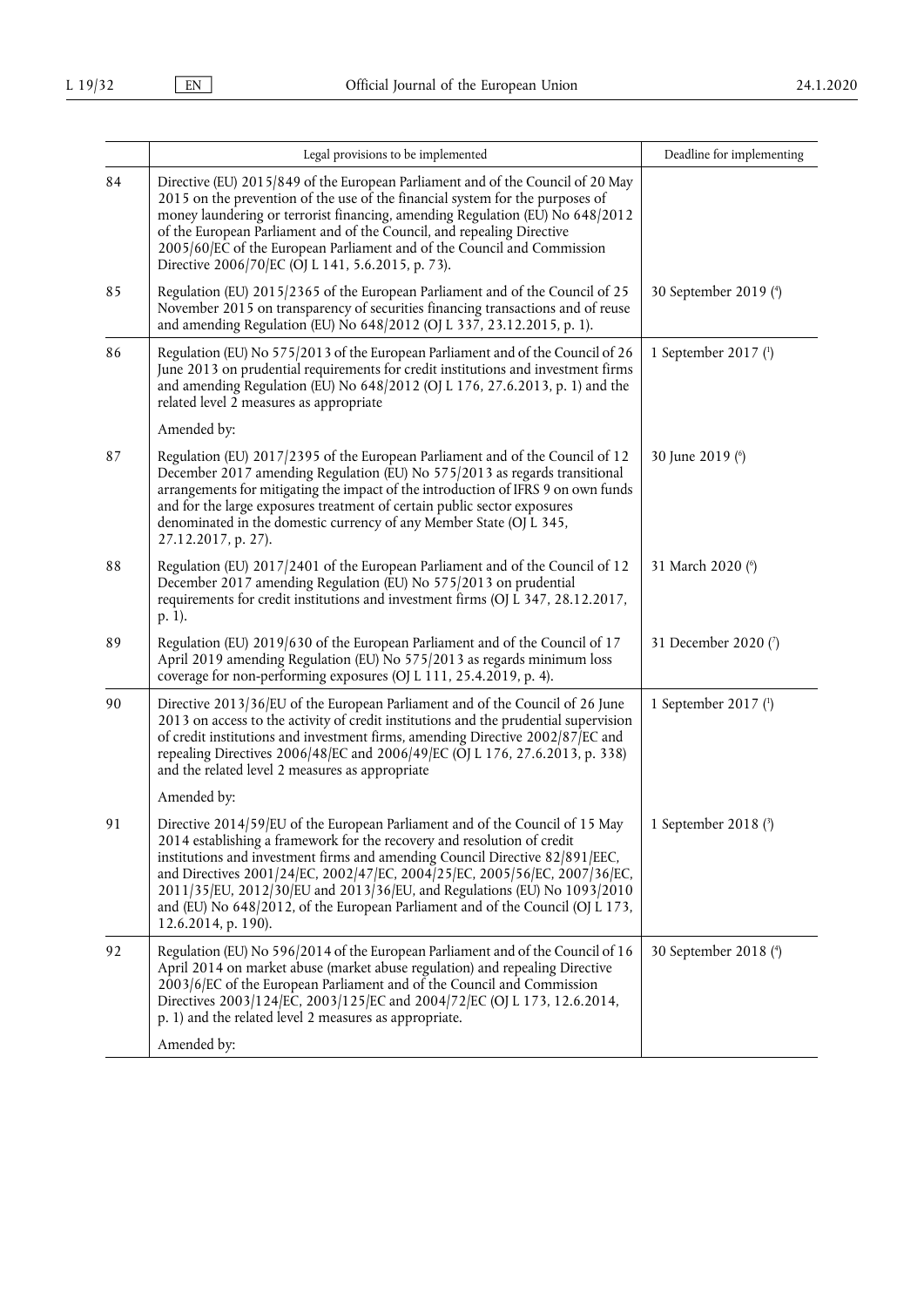| | Legal provisions to be implemented | Deadline for implementing |
|---|---|---|
| 84 | Directive (EU) 2015/849 of the European Parliament and of the Council of 20 May 2015 on the prevention of the use of the financial system for the purposes of money laundering or terrorist financing, amending Regulation (EU) No 648/2012 of the European Parliament and of the Council, and repealing Directive 2005/60/EC of the European Parliament and of the Council and Commission Directive 2006/70/EC (OJ L 141, 5.6.2015, p. 73). | |
| 85 | Regulation (EU) 2015/2365 of the European Parliament and of the Council of 25 November 2015 on transparency of securities financing transactions and of reuse and amending Regulation (EU) No 648/2012 (OJ L 337, 23.12.2015, p. 1). | 30 September 2019 ([4]) |
| 86 | Regulation (EU) No 575/2013 of the European Parliament and of the Council of 26 June 2013 on prudential requirements for credit institutions and investment firms and amending Regulation (EU) No 648/2012 (OJ L 176, 27.6.2013, p. 1) and the related level 2 measures as appropriate<br><br>Amended by: | 1 September 2017 ([1]) |
| 87 | Regulation (EU) 2017/2395 of the European Parliament and of the Council of 12 December 2017 amending Regulation (EU) No 575/2013 as regards transitional arrangements for mitigating the impact of the introduction of IFRS 9 on own funds and for the large exposures treatment of certain public sector exposures denominated in the domestic currency of any Member State (OJ L 345, 27.12.2017, p. 27). | 30 June 2019 ([6]) |
| 88 | Regulation (EU) 2017/2401 of the European Parliament and of the Council of 12 December 2017 amending Regulation (EU) No 575/2013 on prudential requirements for credit institutions and investment firms (OJ L 347, 28.12.2017, p. 1). | 31 March 2020 ([6]) |
| 89 | Regulation (EU) 2019/630 of the European Parliament and of the Council of 17 April 2019 amending Regulation (EU) No 575/2013 as regards minimum loss coverage for non-performing exposures (OJ L 111, 25.4.2019, p. 4). | 31 December 2020 ([7]) |
| 90 | Directive 2013/36/EU of the European Parliament and of the Council of 26 June 2013 on access to the activity of credit institutions and the prudential supervision of credit institutions and investment firms, amending Directive 2002/87/EC and repealing Directives 2006/48/EC and 2006/49/EC (OJ L 176, 27.6.2013, p. 338) and the related level 2 measures as appropriate<br><br>Amended by: | 1 September 2017 ([1]) |
| 91 | Directive 2014/59/EU of the European Parliament and of the Council of 15 May 2014 establishing a framework for the recovery and resolution of credit institutions and investment firms and amending Council Directive 82/891/EEC, and Directives 2001/24/EC, 2002/47/EC, 2004/25/EC, 2005/56/EC, 2007/36/EC, 2011/35/EU, 2012/30/EU and 2013/36/EU, and Regulations (EU) No 1093/2010 and (EU) No 648/2012, of the European Parliament and of the Council (OJ L 173, 12.6.2014, p. 190). | 1 September 2018 ([3]) |
| 92 | Regulation (EU) No 596/2014 of the European Parliament and of the Council of 16 April 2014 on market abuse (market abuse regulation) and repealing Directive 2003/6/EC of the European Parliament and of the Council and Commission Directives 2003/124/EC, 2003/125/EC and 2004/72/EC (OJ L 173, 12.6.2014, p. 1) and the related level 2 measures as appropriate.<br><br>Amended by: | 30 September 2018 ([4]) |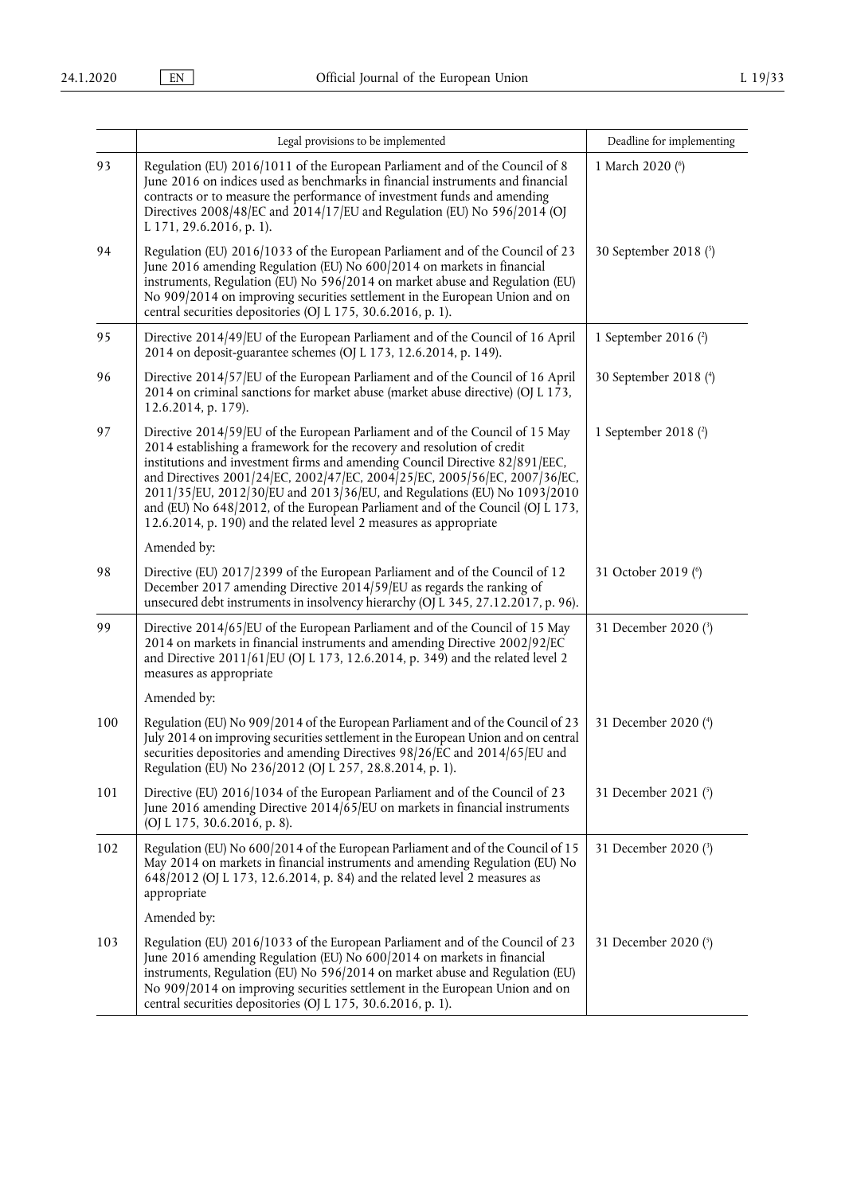| | Legal provisions to be implemented | Deadline for implementing |
|---|---|---|
| 93 | Regulation (EU) 2016/1011 of the European Parliament and of the Council of 8 June 2016 on indices used as benchmarks in financial instruments and financial contracts or to measure the performance of investment funds and amending Directives 2008/48/EC and 2014/17/EU and Regulation (EU) No 596/2014 (OJ L 171, 29.6.2016, p. 1). | 1 March 2020 [6] |
| 94 | Regulation (EU) 2016/1033 of the European Parliament and of the Council of 23 June 2016 amending Regulation (EU) No 600/2014 on markets in financial instruments, Regulation (EU) No 596/2014 on market abuse and Regulation (EU) No 909/2014 on improving securities settlement in the European Union and on central securities depositories (OJ L 175, 30.6.2016, p. 1). | 30 September 2018 [5] |
| 95 | Directive 2014/49/EU of the European Parliament and of the Council of 16 April 2014 on deposit-guarantee schemes (OJ L 173, 12.6.2014, p. 149). | 1 September 2016 [2] |
| 96 | Directive 2014/57/EU of the European Parliament and of the Council of 16 April 2014 on criminal sanctions for market abuse (market abuse directive) (OJ L 173, 12.6.2014, p. 179). | 30 September 2018 [4] |
| 97 | Directive 2014/59/EU of the European Parliament and of the Council of 15 May 2014 establishing a framework for the recovery and resolution of credit institutions and investment firms and amending Council Directive 82/891/EEC, and Directives 2001/24/EC, 2002/47/EC, 2004/25/EC, 2005/56/EC, 2007/36/EC, 2011/35/EU, 2012/30/EU and 2013/36/EU, and Regulations (EU) No 1093/2010 and (EU) No 648/2012, of the European Parliament and of the Council (OJ L 173, 12.6.2014, p. 190) and the related level 2 measures as appropriate<br><br>Amended by: | 1 September 2018 [2] |
| 98 | Directive (EU) 2017/2399 of the European Parliament and of the Council of 12 December 2017 amending Directive 2014/59/EU as regards the ranking of unsecured debt instruments in insolvency hierarchy (OJ L 345, 27.12.2017, p. 96). | 31 October 2019 [6] |
| 99 | Directive 2014/65/EU of the European Parliament and of the Council of 15 May 2014 on markets in financial instruments and amending Directive 2002/92/EC and Directive 2011/61/EU (OJ L 173, 12.6.2014, p. 349) and the related level 2 measures as appropriate<br><br>Amended by: | 31 December 2020 [3] |
| 100 | Regulation (EU) No 909/2014 of the European Parliament and of the Council of 23 July 2014 on improving securities settlement in the European Union and on central securities depositories and amending Directives 98/26/EC and 2014/65/EU and Regulation (EU) No 236/2012 (OJ L 257, 28.8.2014, p. 1). | 31 December 2020 [4] |
| 101 | Directive (EU) 2016/1034 of the European Parliament and of the Council of 23 June 2016 amending Directive 2014/65/EU on markets in financial instruments (OJ L 175, 30.6.2016, p. 8). | 31 December 2021 [5] |
| 102 | Regulation (EU) No 600/2014 of the European Parliament and of the Council of 15 May 2014 on markets in financial instruments and amending Regulation (EU) No 648/2012 (OJ L 173, 12.6.2014, p. 84) and the related level 2 measures as appropriate<br><br>Amended by: | 31 December 2020 [3] |
| 103 | Regulation (EU) 2016/1033 of the European Parliament and of the Council of 23 June 2016 amending Regulation (EU) No 600/2014 on markets in financial instruments, Regulation (EU) No 596/2014 on market abuse and Regulation (EU) No 909/2014 on improving securities settlement in the European Union and on central securities depositories (OJ L 175, 30.6.2016, p. 1). | 31 December 2020 [5] |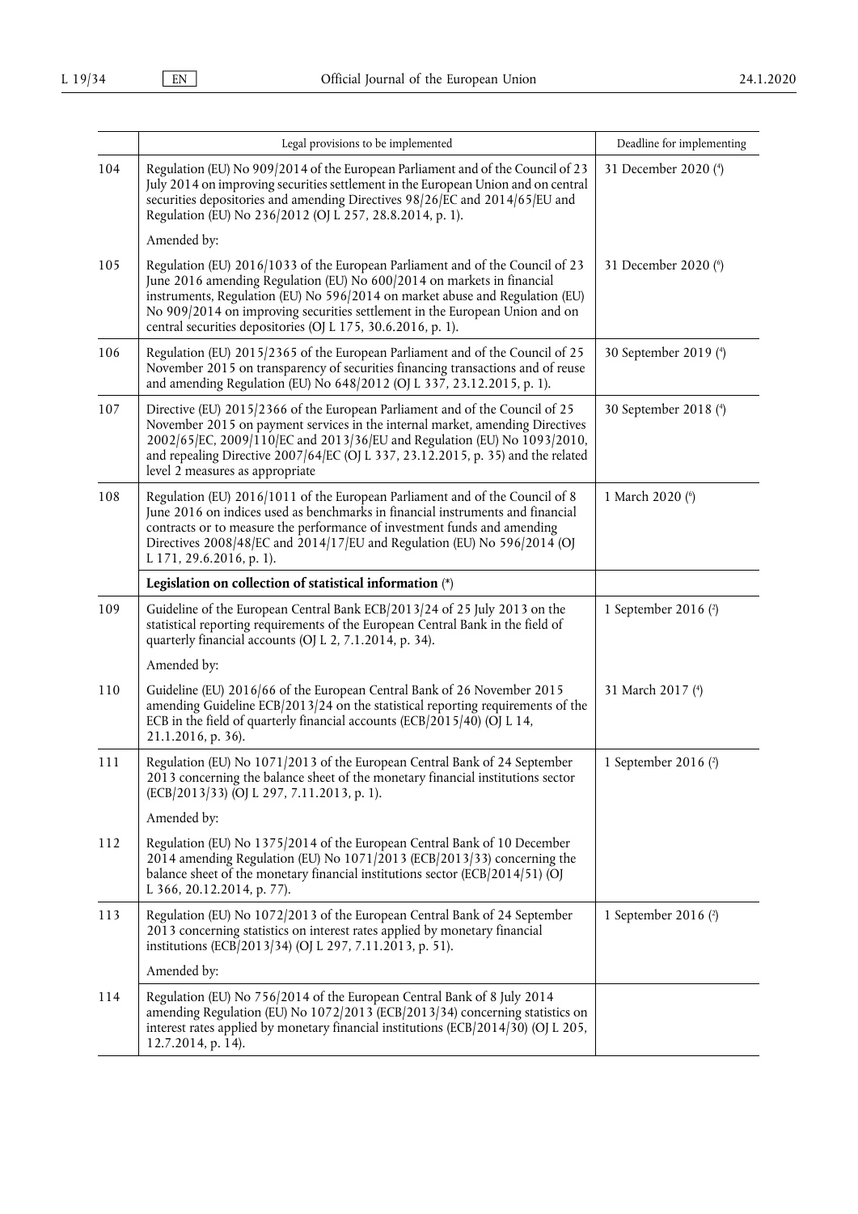| | Legal provisions to be implemented | Deadline for implementing |
|---|---|---|
| 104 | Regulation (EU) No 909/2014 of the European Parliament and of the Council of 23 July 2014 on improving securities settlement in the European Union and on central securities depositories and amending Directives 98/26/EC and 2014/65/EU and Regulation (EU) No 236/2012 (OJ L 257, 28.8.2014, p. 1). | 31 December 2020 [4] |
| | Amended by: | |
| 105 | Regulation (EU) 2016/1033 of the European Parliament and of the Council of 23 June 2016 amending Regulation (EU) No 600/2014 on markets in financial instruments, Regulation (EU) No 596/2014 on market abuse and Regulation (EU) No 909/2014 on improving securities settlement in the European Union and on central securities depositories (OJ L 175, 30.6.2016, p. 1). | 31 December 2020 [6] |
| 106 | Regulation (EU) 2015/2365 of the European Parliament and of the Council of 25 November 2015 on transparency of securities financing transactions and of reuse and amending Regulation (EU) No 648/2012 (OJ L 337, 23.12.2015, p. 1). | 30 September 2019 [4] |
| 107 | Directive (EU) 2015/2366 of the European Parliament and of the Council of 25 November 2015 on payment services in the internal market, amending Directives 2002/65/EC, 2009/110/EC and 2013/36/EU and Regulation (EU) No 1093/2010, and repealing Directive 2007/64/EC (OJ L 337, 23.12.2015, p. 35) and the related level 2 measures as appropriate | 30 September 2018 [4] |
| 108 | Regulation (EU) 2016/1011 of the European Parliament and of the Council of 8 June 2016 on indices used as benchmarks in financial instruments and financial contracts or to measure the performance of investment funds and amending Directives 2008/48/EC and 2014/17/EU and Regulation (EU) No 596/2014 (OJ L 171, 29.6.2016, p. 1). | 1 March 2020 [6] |
| | **Legislation on collection of statistical information** (*) | |
| 109 | Guideline of the European Central Bank ECB/2013/24 of 25 July 2013 on the statistical reporting requirements of the European Central Bank in the field of quarterly financial accounts (OJ L 2, 7.1.2014, p. 34). | 1 September 2016 [2] |
| | Amended by: | |
| 110 | Guideline (EU) 2016/66 of the European Central Bank of 26 November 2015 amending Guideline ECB/2013/24 on the statistical reporting requirements of the ECB in the field of quarterly financial accounts (ECB/2015/40) (OJ L 14, 21.1.2016, p. 36). | 31 March 2017 [4] |
| 111 | Regulation (EU) No 1071/2013 of the European Central Bank of 24 September 2013 concerning the balance sheet of the monetary financial institutions sector (ECB/2013/33) (OJ L 297, 7.11.2013, p. 1). | 1 September 2016 [2] |
| | Amended by: | |
| 112 | Regulation (EU) No 1375/2014 of the European Central Bank of 10 December 2014 amending Regulation (EU) No 1071/2013 (ECB/2013/33) concerning the balance sheet of the monetary financial institutions sector (ECB/2014/51) (OJ L 366, 20.12.2014, p. 77). | |
| 113 | Regulation (EU) No 1072/2013 of the European Central Bank of 24 September 2013 concerning statistics on interest rates applied by monetary financial institutions (ECB/2013/34) (OJ L 297, 7.11.2013, p. 51). | 1 September 2016 [2] |
| | Amended by: | |
| 114 | Regulation (EU) No 756/2014 of the European Central Bank of 8 July 2014 amending Regulation (EU) No 1072/2013 (ECB/2013/34) concerning statistics on interest rates applied by monetary financial institutions (ECB/2014/30) (OJ L 205, 12.7.2014, p. 14). | |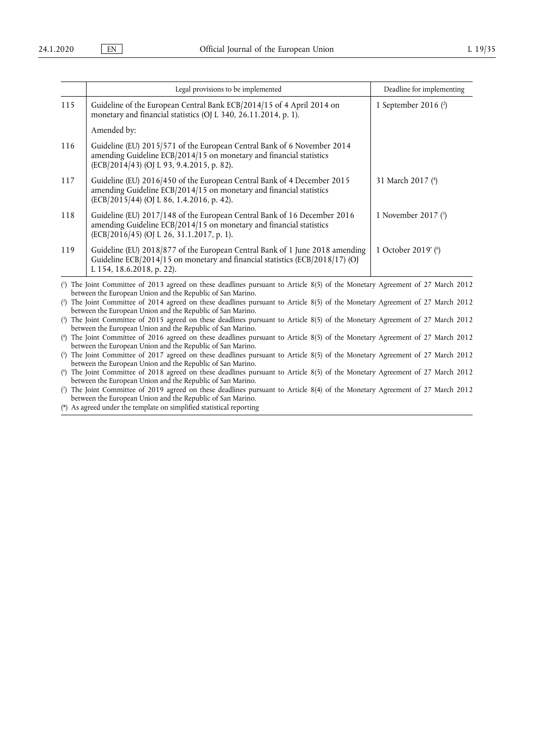| | Legal provisions to be implemented | Deadline for implementing |
|---|---|---|
| 115 | Guideline of the European Central Bank ECB/2014/15 of 4 April 2014 on monetary and financial statistics (OJ L 340, 26.11.2014, p. 1). | 1 September 2016 ([2]) |
| | Amended by: | |
| 116 | Guideline (EU) 2015/571 of the European Central Bank of 6 November 2014 amending Guideline ECB/2014/15 on monetary and financial statistics (ECB/2014/43) (OJ L 93, 9.4.2015, p. 82). | |
| 117 | Guideline (EU) 2016/450 of the European Central Bank of 4 December 2015 amending Guideline ECB/2014/15 on monetary and financial statistics (ECB/2015/44) (OJ L 86, 1.4.2016, p. 42). | 31 March 2017 ([4]) |
| 118 | Guideline (EU) 2017/148 of the European Central Bank of 16 December 2016 amending Guideline ECB/2014/15 on monetary and financial statistics (ECB/2016/45) (OJ L 26, 31.1.2017, p. 1). | 1 November 2017 ([5]) |
| 119 | Guideline (EU) 2018/877 of the European Central Bank of 1 June 2018 amending Guideline ECB/2014/15 on monetary and financial statistics (ECB/2018/17) (OJ L 154, 18.6.2018, p. 22). | 1 October 2019' ([6]) |

([1]) The Joint Committee of 2013 agreed on these deadlines pursuant to Article 8(5) of the Monetary Agreement of 27 March 2012 between the European Union and the Republic of San Marino.

([2]) The Joint Committee of 2014 agreed on these deadlines pursuant to Article 8(5) of the Monetary Agreement of 27 March 2012 between the European Union and the Republic of San Marino.

([3]) The Joint Committee of 2015 agreed on these deadlines pursuant to Article 8(5) of the Monetary Agreement of 27 March 2012 between the European Union and the Republic of San Marino.

([4]) The Joint Committee of 2016 agreed on these deadlines pursuant to Article 8(5) of the Monetary Agreement of 27 March 2012 between the European Union and the Republic of San Marino.

([5]) The Joint Committee of 2017 agreed on these deadlines pursuant to Article 8(5) of the Monetary Agreement of 27 March 2012 between the European Union and the Republic of San Marino.

([6]) The Joint Committee of 2018 agreed on these deadlines pursuant to Article 8(5) of the Monetary Agreement of 27 March 2012 between the European Union and the Republic of San Marino.

([7]) The Joint Committee of 2019 agreed on these deadlines pursuant to Article 8(4) of the Monetary Agreement of 27 March 2012 between the European Union and the Republic of San Marino.

(*) As agreed under the template on simplified statistical reporting